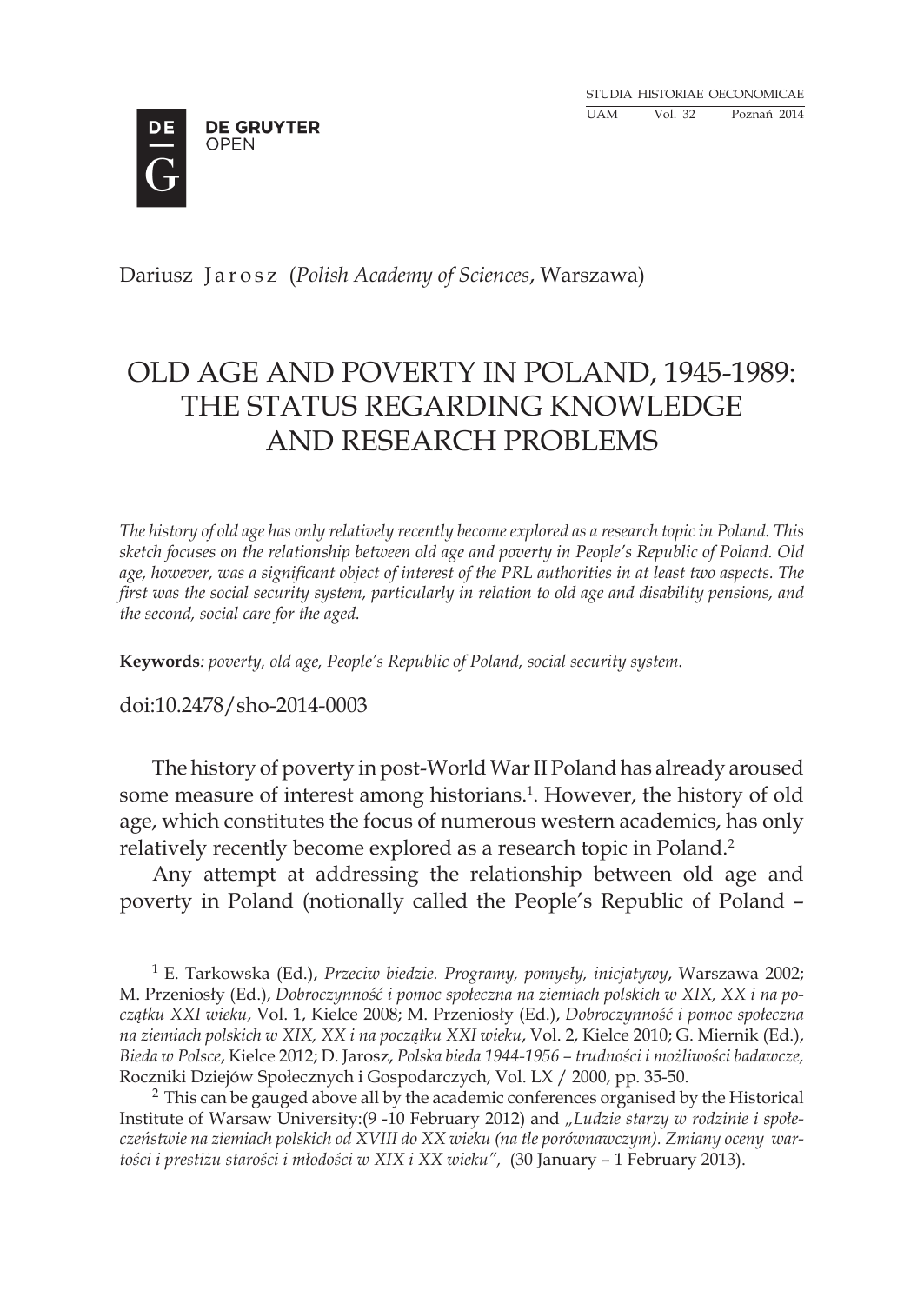Dariusz Jarosz (*Polish Academy of Sciences*, Warszawa)

# OLD AGE AND POVERTY IN POLAND, 1945-1989: THE STATUS REGARDING KNOWLEDGE AND RESEARCH PROBLEMS

*The history of old age has only relatively recently become explored as a research topic in Poland. This sketch focuses on the relationship between old age and poverty in People's Republic of Poland. Old age, however, was a significant object of interest of the PRL authorities in at least two aspects. The first was the social security system, particularly in relation to old age and disability pensions, and the second, social care for the aged.*

**Keywords**: *poverty, old age, People's Republic of Poland, social security system.*

doi:10.2478/sho-2014-0003

The history of poverty in post-World War II Poland has already aroused some measure of interest among historians.[1]. However, the history of old age, which constitutes the focus of numerous western academics, has only relatively recently become explored as a research topic in Poland.[2]

Any attempt at addressing the relationship between old age and poverty in Poland (notionally called the People's Republic of Poland –

---

[1] E. Tarkowska (Ed.), *Przeciw biedzie. Programy, pomysły, inicjatywy*, Warszawa 2002; M. Przeniosły (Ed.), *Dobroczynność i pomoc społeczna na ziemiach polskich w XIX, XX i na początku XXI wieku*, Vol. 1, Kielce 2008; M. Przeniosły (Ed.), *Dobroczynność i pomoc społeczna na ziemiach polskich w XIX, XX i na początku XXI wieku*, Vol. 2, Kielce 2010; G. Miernik (Ed.), *Bieda w Polsce*, Kielce 2012; D. Jarosz, *Polska bieda 1944-1956 – trudności i możliwości badawcze,* Roczniki Dziejów Społecznych i Gospodarczych, Vol. LX / 2000, pp. 35-50.

[2] This can be gauged above all by the academic conferences organised by the Historical Institute of Warsaw University:(9 -10 February 2012) and *„Ludzie starzy w rodzinie i społeczeństwie na ziemiach polskich od XVIII do XX wieku (na tle porównawczym). Zmiany oceny wartości i prestiżu starości i młodości w XIX i XX wieku"*, (30 January – 1 February 2013).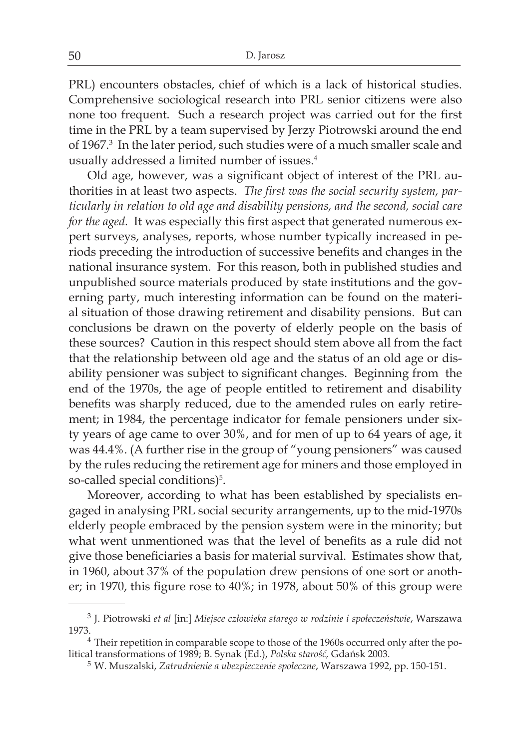PRL) encounters obstacles, chief of which is a lack of historical studies. Comprehensive sociological research into PRL senior citizens were also none too frequent. Such a research project was carried out for the first time in the PRL by a team supervised by Jerzy Piotrowski around the end of 1967.[3] In the later period, such studies were of a much smaller scale and usually addressed a limited number of issues.[4]

Old age, however, was a significant object of interest of the PRL authorities in at least two aspects. *The first was the social security system, particularly in relation to old age and disability pensions, and the second, social care for the aged.* It was especially this first aspect that generated numerous expert surveys, analyses, reports, whose number typically increased in periods preceding the introduction of successive benefits and changes in the national insurance system. For this reason, both in published studies and unpublished source materials produced by state institutions and the governing party, much interesting information can be found on the material situation of those drawing retirement and disability pensions. But can conclusions be drawn on the poverty of elderly people on the basis of these sources? Caution in this respect should stem above all from the fact that the relationship between old age and the status of an old age or disability pensioner was subject to significant changes. Beginning from the end of the 1970s, the age of people entitled to retirement and disability benefits was sharply reduced, due to the amended rules on early retirement; in 1984, the percentage indicator for female pensioners under sixty years of age came to over 30%, and for men of up to 64 years of age, it was 44.4%. (A further rise in the group of "young pensioners" was caused by the rules reducing the retirement age for miners and those employed in so-called special conditions)[5].

Moreover, according to what has been established by specialists engaged in analysing PRL social security arrangements, up to the mid-1970s elderly people embraced by the pension system were in the minority; but what went unmentioned was that the level of benefits as a rule did not give those beneficiaries a basis for material survival. Estimates show that, in 1960, about 37% of the population drew pensions of one sort or another; in 1970, this figure rose to 40%; in 1978, about 50% of this group were

---

[3] J. Piotrowski *et al* [in:] *Miejsce człowieka starego w rodzinie i społeczeństwie*, Warszawa 1973.

[4] Their repetition in comparable scope to those of the 1960s occurred only after the political transformations of 1989; B. Synak (Ed.), *Polska starość*, Gdańsk 2003.

[5] W. Muszalski, *Zatrudnienie a ubezpieczenie społeczne*, Warszawa 1992, pp. 150-151.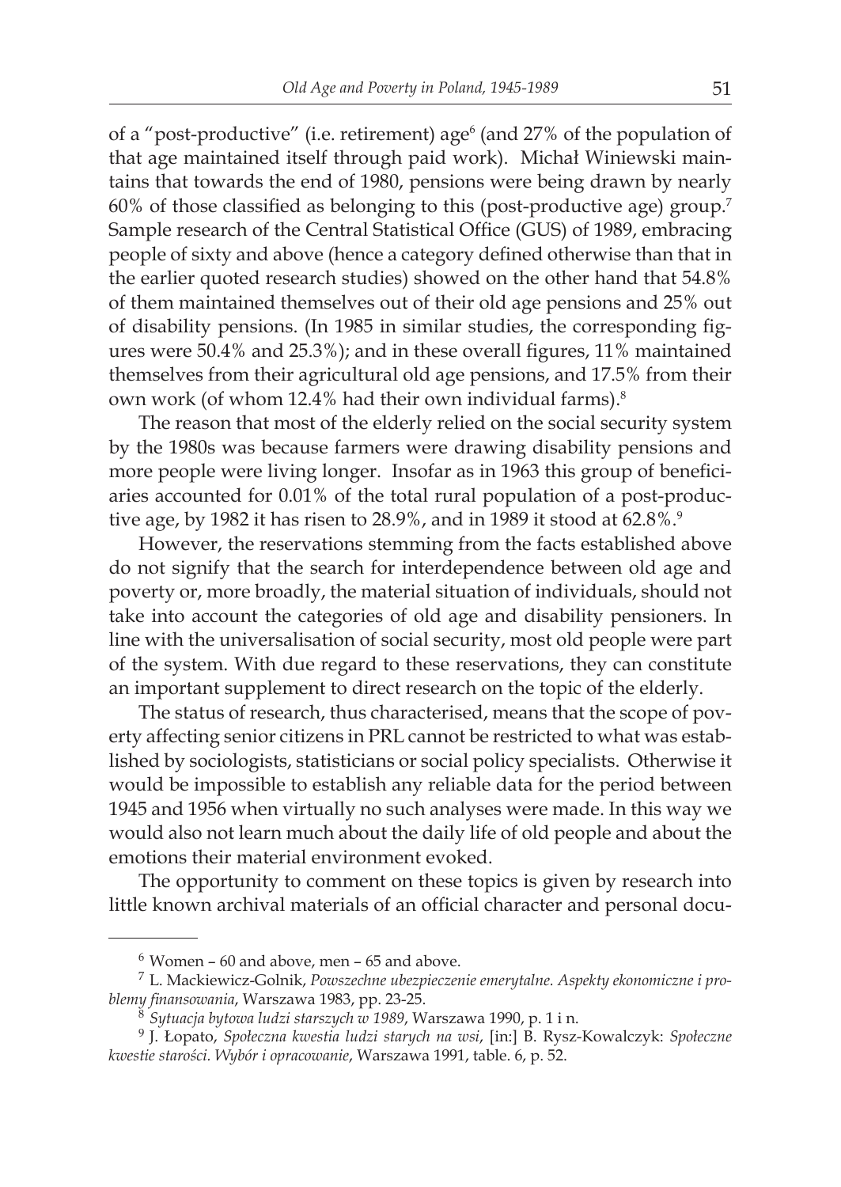of a "post-productive" (i.e. retirement) age[6] (and 27% of the population of that age maintained itself through paid work). Michał Winiewski maintains that towards the end of 1980, pensions were being drawn by nearly 60% of those classified as belonging to this (post-productive age) group.[7] Sample research of the Central Statistical Office (GUS) of 1989, embracing people of sixty and above (hence a category defined otherwise than that in the earlier quoted research studies) showed on the other hand that 54.8% of them maintained themselves out of their old age pensions and 25% out of disability pensions. (In 1985 in similar studies, the corresponding figures were 50.4% and 25.3%); and in these overall figures, 11% maintained themselves from their agricultural old age pensions, and 17.5% from their own work (of whom 12.4% had their own individual farms).[8]

The reason that most of the elderly relied on the social security system by the 1980s was because farmers were drawing disability pensions and more people were living longer. Insofar as in 1963 this group of beneficiaries accounted for 0.01% of the total rural population of a post-productive age, by 1982 it has risen to 28.9%, and in 1989 it stood at 62.8%.[9]

However, the reservations stemming from the facts established above do not signify that the search for interdependence between old age and poverty or, more broadly, the material situation of individuals, should not take into account the categories of old age and disability pensioners. In line with the universalisation of social security, most old people were part of the system. With due regard to these reservations, they can constitute an important supplement to direct research on the topic of the elderly.

The status of research, thus characterised, means that the scope of poverty affecting senior citizens in PRL cannot be restricted to what was established by sociologists, statisticians or social policy specialists. Otherwise it would be impossible to establish any reliable data for the period between 1945 and 1956 when virtually no such analyses were made. In this way we would also not learn much about the daily life of old people and about the emotions their material environment evoked.

The opportunity to comment on these topics is given by research into little known archival materials of an official character and personal docu-

---

[6] Women – 60 and above, men – 65 and above.

[7] L. Mackiewicz-Golnik, *Powszechne ubezpieczenie emerytalne. Aspekty ekonomiczne i problemy finansowania*, Warszawa 1983, pp. 23-25.

[8] *Sytuacja bytowa ludzi starszych w 1989*, Warszawa 1990, p. 1 i n.

[9] J. Łopato, *Społeczna kwestia ludzi starych na wsi*, [in:] B. Rysz-Kowalczyk: *Społeczne kwestie starości. Wybór i opracowanie*, Warszawa 1991, table. 6, p. 52.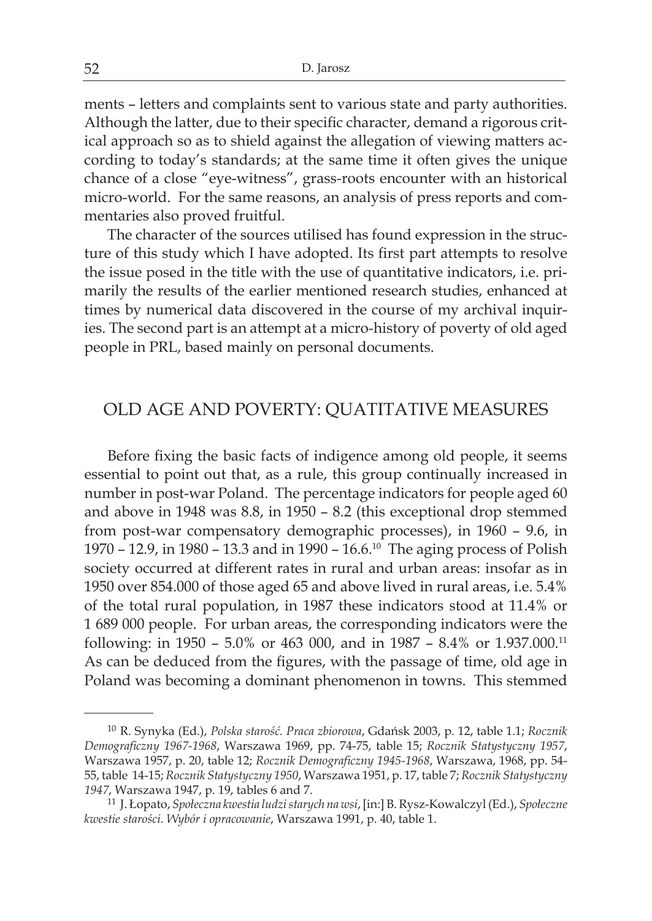ments – letters and complaints sent to various state and party authorities. Although the latter, due to their specific character, demand a rigorous critical approach so as to shield against the allegation of viewing matters according to today's standards; at the same time it often gives the unique chance of a close "eye-witness", grass-roots encounter with an historical micro-world. For the same reasons, an analysis of press reports and commentaries also proved fruitful.

The character of the sources utilised has found expression in the structure of this study which I have adopted. Its first part attempts to resolve the issue posed in the title with the use of quantitative indicators, i.e. primarily the results of the earlier mentioned research studies, enhanced at times by numerical data discovered in the course of my archival inquiries. The second part is an attempt at a micro-history of poverty of old aged people in PRL, based mainly on personal documents.

## OLD AGE AND POVERTY: QUATITATIVE MEASURES

Before fixing the basic facts of indigence among old people, it seems essential to point out that, as a rule, this group continually increased in number in post-war Poland. The percentage indicators for people aged 60 and above in 1948 was 8.8, in 1950 – 8.2 (this exceptional drop stemmed from post-war compensatory demographic processes), in 1960 – 9.6, in 1970 – 12.9, in 1980 – 13.3 and in 1990 – 16.6.[10] The aging process of Polish society occurred at different rates in rural and urban areas: insofar as in 1950 over 854.000 of those aged 65 and above lived in rural areas, i.e. 5.4% of the total rural population, in 1987 these indicators stood at 11.4% or 1 689 000 people. For urban areas, the corresponding indicators were the following: in 1950 – 5.0% or 463 000, and in 1987 – 8.4% or 1.937.000.[11] As can be deduced from the figures, with the passage of time, old age in Poland was becoming a dominant phenomenon in towns. This stemmed

---

[10] R. Synyka (Ed.), *Polska starość. Praca zbiorowa*, Gdańsk 2003, p. 12, table 1.1; *Rocznik Demograficzny 1967-1968*, Warszawa 1969, pp. 74-75, table 15; *Rocznik Statystyczny 1957*, Warszawa 1957, p. 20, table 12; *Rocznik Demograficzny 1945-1968*, Warszawa, 1968, pp. 54-55, table 14-15; *Rocznik Statystyczny 1950*, Warszawa 1951, p. 17, table 7; *Rocznik Statystyczny 1947*, Warszawa 1947, p. 19, tables 6 and 7.

[11] J. Łopato, *Społeczna kwestia ludzi starych na wsi*, [in:] B. Rysz-Kowalczyl (Ed.), *Społeczne kwestie starości. Wybór i opracowanie*, Warszawa 1991, p. 40, table 1.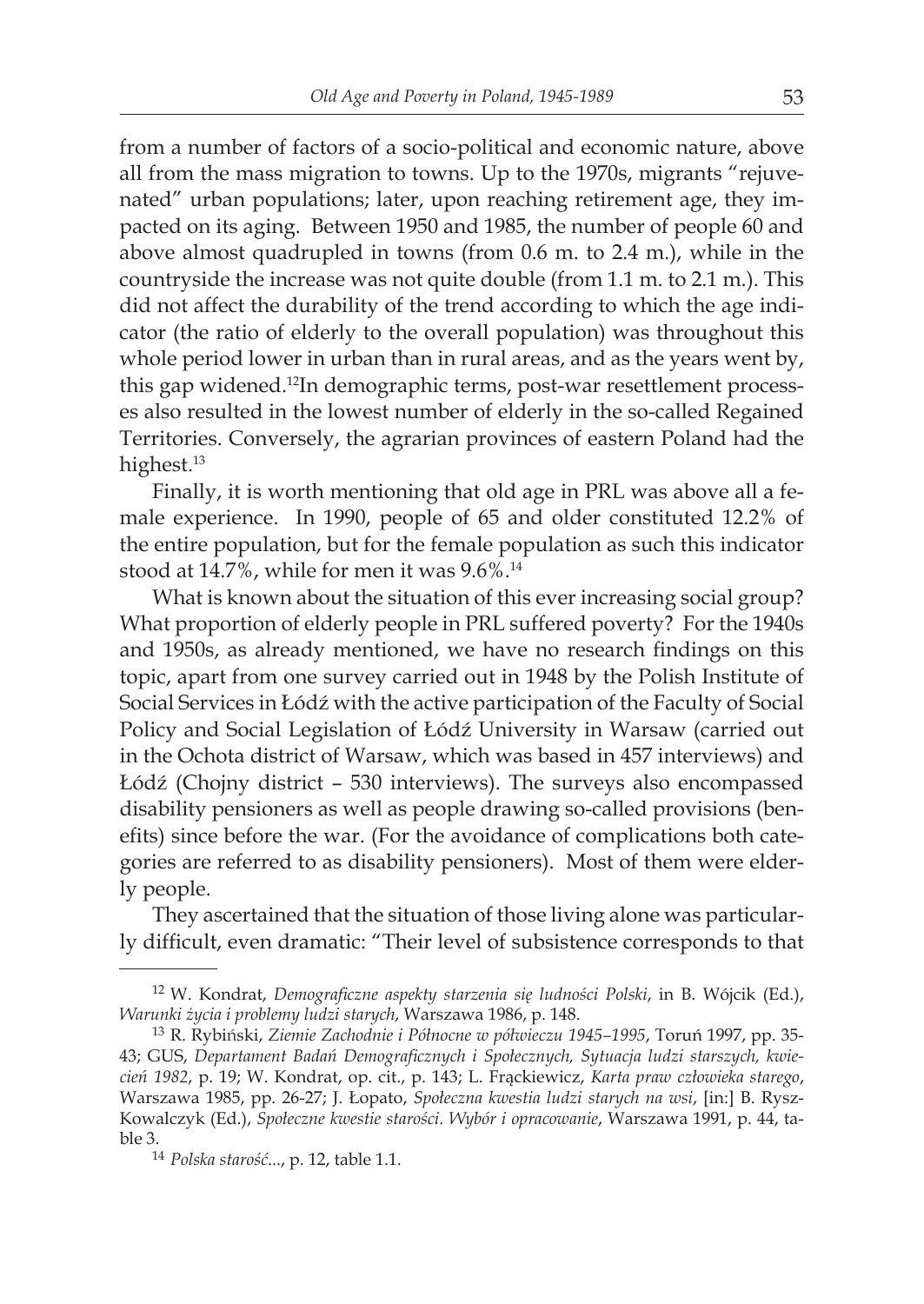from a number of factors of a socio-political and economic nature, above all from the mass migration to towns. Up to the 1970s, migrants "rejuvenated" urban populations; later, upon reaching retirement age, they impacted on its aging. Between 1950 and 1985, the number of people 60 and above almost quadrupled in towns (from 0.6 m. to 2.4 m.), while in the countryside the increase was not quite double (from 1.1 m. to 2.1 m.). This did not affect the durability of the trend according to which the age indicator (the ratio of elderly to the overall population) was throughout this whole period lower in urban than in rural areas, and as the years went by, this gap widened.[12]In demographic terms, post-war resettlement processes also resulted in the lowest number of elderly in the so-called Regained Territories. Conversely, the agrarian provinces of eastern Poland had the highest.[13]

Finally, it is worth mentioning that old age in PRL was above all a female experience. In 1990, people of 65 and older constituted 12.2% of the entire population, but for the female population as such this indicator stood at 14.7%, while for men it was 9.6%.[14]

What is known about the situation of this ever increasing social group? What proportion of elderly people in PRL suffered poverty? For the 1940s and 1950s, as already mentioned, we have no research findings on this topic, apart from one survey carried out in 1948 by the Polish Institute of Social Services in Łódź with the active participation of the Faculty of Social Policy and Social Legislation of Łódź University in Warsaw (carried out in the Ochota district of Warsaw, which was based in 457 interviews) and Łódź (Chojny district – 530 interviews). The surveys also encompassed disability pensioners as well as people drawing so-called provisions (benefits) since before the war. (For the avoidance of complications both categories are referred to as disability pensioners). Most of them were elderly people.

They ascertained that the situation of those living alone was particularly difficult, even dramatic: "Their level of subsistence corresponds to that

---

[12] W. Kondrat, *Demograficzne aspekty starzenia się ludności Polski*, in B. Wójcik (Ed.), *Warunki życia i problemy ludzi starych*, Warszawa 1986, p. 148.

[13] R. Rybiński, *Ziemie Zachodnie i Północne w półwieczu 1945–1995*, Toruń 1997, pp. 35-43; GUS, *Departament Badań Demograficznych i Społecznych, Sytuacja ludzi starszych, kwiecień 1982*, p. 19; W. Kondrat, op. cit., p. 143; L. Frąckiewicz, *Karta praw człowieka starego*, Warszawa 1985, pp. 26-27; J. Łopato, *Społeczna kwestia ludzi starych na wsi*, [in:] B. Rysz-Kowalczyk (Ed.), *Społeczne kwestie starości. Wybór i opracowanie*, Warszawa 1991, p. 44, table 3.

[14] *Polska starość*..., p. 12, table 1.1.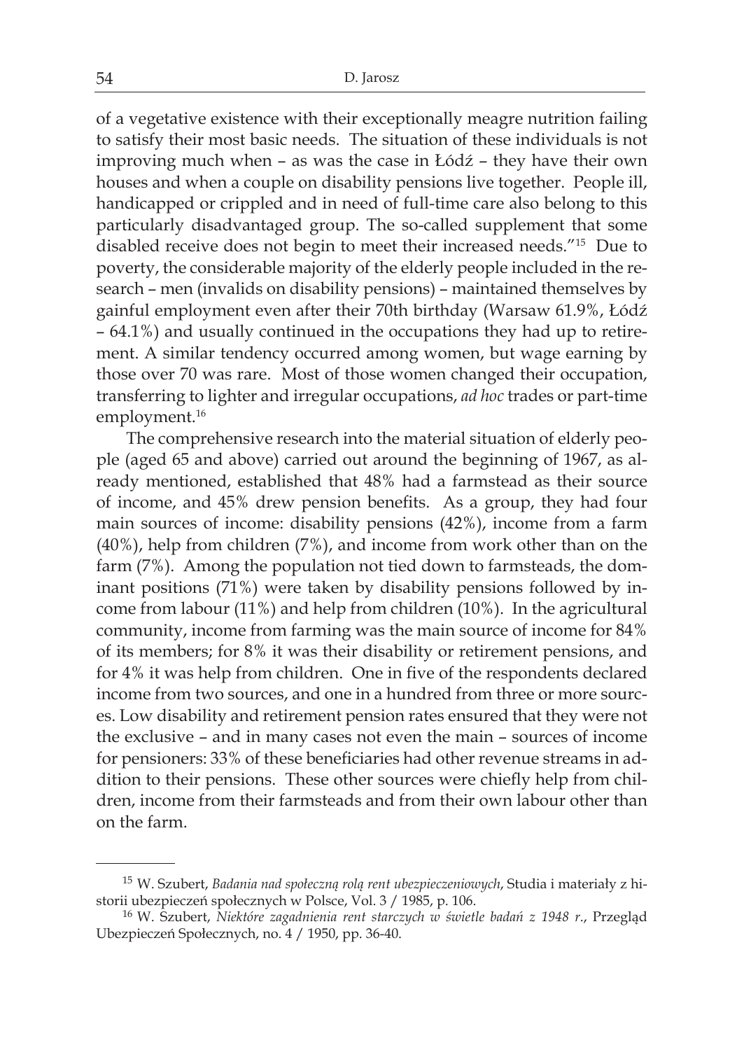of a vegetative existence with their exceptionally meagre nutrition failing to satisfy their most basic needs. The situation of these individuals is not improving much when – as was the case in Łódź – they have their own houses and when a couple on disability pensions live together. People ill, handicapped or crippled and in need of full-time care also belong to this particularly disadvantaged group. The so-called supplement that some disabled receive does not begin to meet their increased needs."[15] Due to poverty, the considerable majority of the elderly people included in the research – men (invalids on disability pensions) – maintained themselves by gainful employment even after their 70th birthday (Warsaw 61.9%, Łódź – 64.1%) and usually continued in the occupations they had up to retirement. A similar tendency occurred among women, but wage earning by those over 70 was rare. Most of those women changed their occupation, transferring to lighter and irregular occupations, *ad hoc* trades or part-time employment.[16]

The comprehensive research into the material situation of elderly people (aged 65 and above) carried out around the beginning of 1967, as already mentioned, established that 48% had a farmstead as their source of income, and 45% drew pension benefits. As a group, they had four main sources of income: disability pensions (42%), income from a farm (40%), help from children (7%), and income from work other than on the farm (7%). Among the population not tied down to farmsteads, the dominant positions (71%) were taken by disability pensions followed by income from labour (11%) and help from children (10%). In the agricultural community, income from farming was the main source of income for 84% of its members; for 8% it was their disability or retirement pensions, and for 4% it was help from children. One in five of the respondents declared income from two sources, and one in a hundred from three or more sources. Low disability and retirement pension rates ensured that they were not the exclusive – and in many cases not even the main – sources of income for pensioners: 33% of these beneficiaries had other revenue streams in addition to their pensions. These other sources were chiefly help from children, income from their farmsteads and from their own labour other than on the farm.

---

[15] W. Szubert, *Badania nad społeczną rolą rent ubezpieczeniowych*, Studia i materiały z historii ubezpieczeń społecznych w Polsce, Vol. 3 / 1985, p. 106.

[16] W. Szubert, *Niektóre zagadnienia rent starczych w świetle badań z 1948 r.*, Przegląd Ubezpieczeń Społecznych, no. 4 / 1950, pp. 36-40.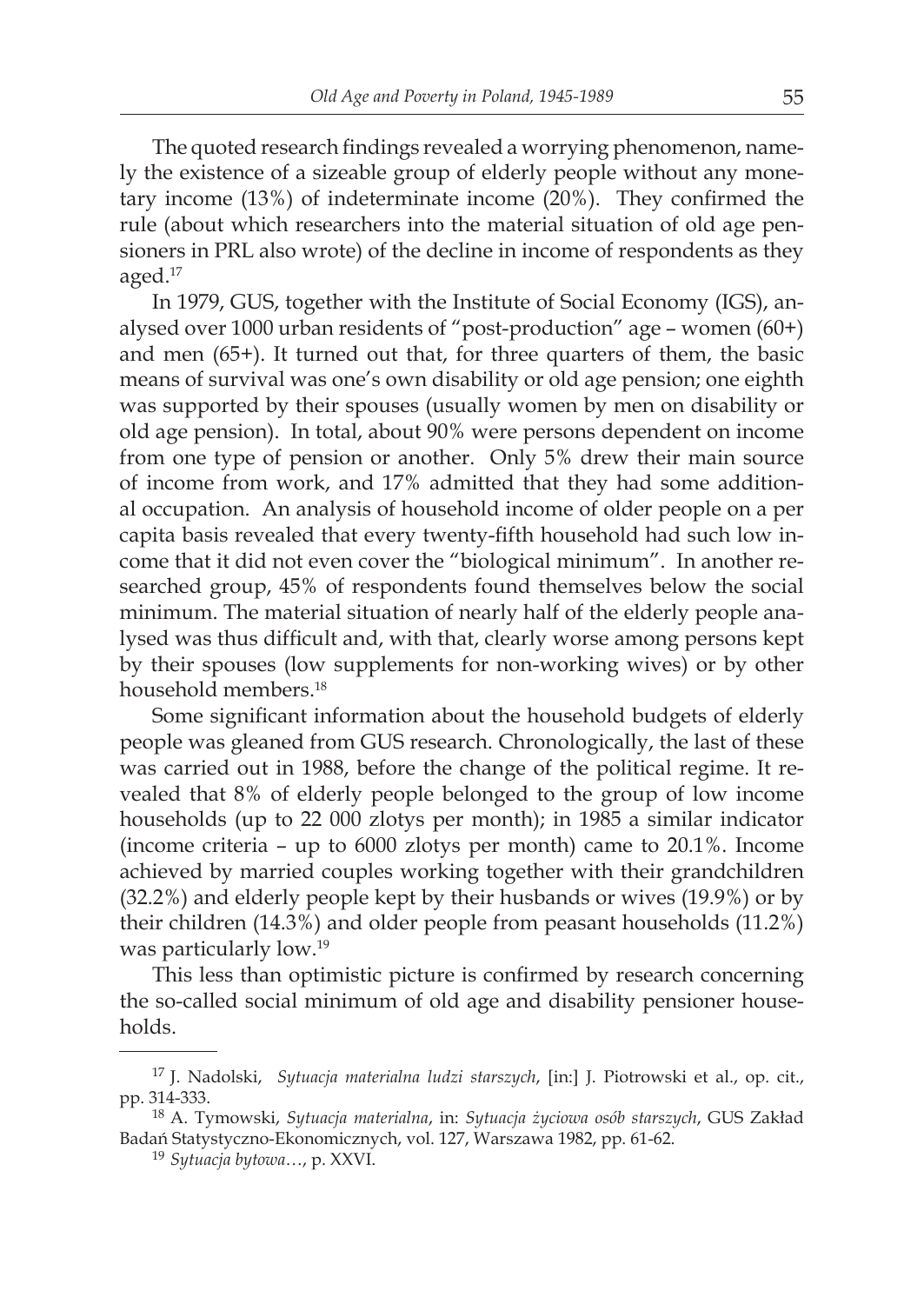The quoted research findings revealed a worrying phenomenon, namely the existence of a sizeable group of elderly people without any monetary income (13%) of indeterminate income (20%). They confirmed the rule (about which researchers into the material situation of old age pensioners in PRL also wrote) of the decline in income of respondents as they aged.[17]

In 1979, GUS, together with the Institute of Social Economy (IGS), analysed over 1000 urban residents of "post-production" age – women (60+) and men (65+). It turned out that, for three quarters of them, the basic means of survival was one's own disability or old age pension; one eighth was supported by their spouses (usually women by men on disability or old age pension). In total, about 90% were persons dependent on income from one type of pension or another. Only 5% drew their main source of income from work, and 17% admitted that they had some additional occupation. An analysis of household income of older people on a per capita basis revealed that every twenty-fifth household had such low income that it did not even cover the "biological minimum". In another researched group, 45% of respondents found themselves below the social minimum. The material situation of nearly half of the elderly people analysed was thus difficult and, with that, clearly worse among persons kept by their spouses (low supplements for non-working wives) or by other household members.[18]

Some significant information about the household budgets of elderly people was gleaned from GUS research. Chronologically, the last of these was carried out in 1988, before the change of the political regime. It revealed that 8% of elderly people belonged to the group of low income households (up to 22 000 zlotys per month); in 1985 a similar indicator (income criteria – up to 6000 zlotys per month) came to 20.1%. Income achieved by married couples working together with their grandchildren (32.2%) and elderly people kept by their husbands or wives (19.9%) or by their children (14.3%) and older people from peasant households (11.2%) was particularly low.[19]

This less than optimistic picture is confirmed by research concerning the so-called social minimum of old age and disability pensioner households.

---

[17] J. Nadolski, *Sytuacja materialna ludzi starszych*, [in:] J. Piotrowski et al., op. cit., pp. 314-333.

[18] A. Tymowski, *Sytuacja materialna*, in: *Sytuacja życiowa osób starszych*, GUS Zakład Badań Statystyczno-Ekonomicznych, vol. 127, Warszawa 1982, pp. 61-62.

[19] *Sytuacja bytowa*…, p. XXVI.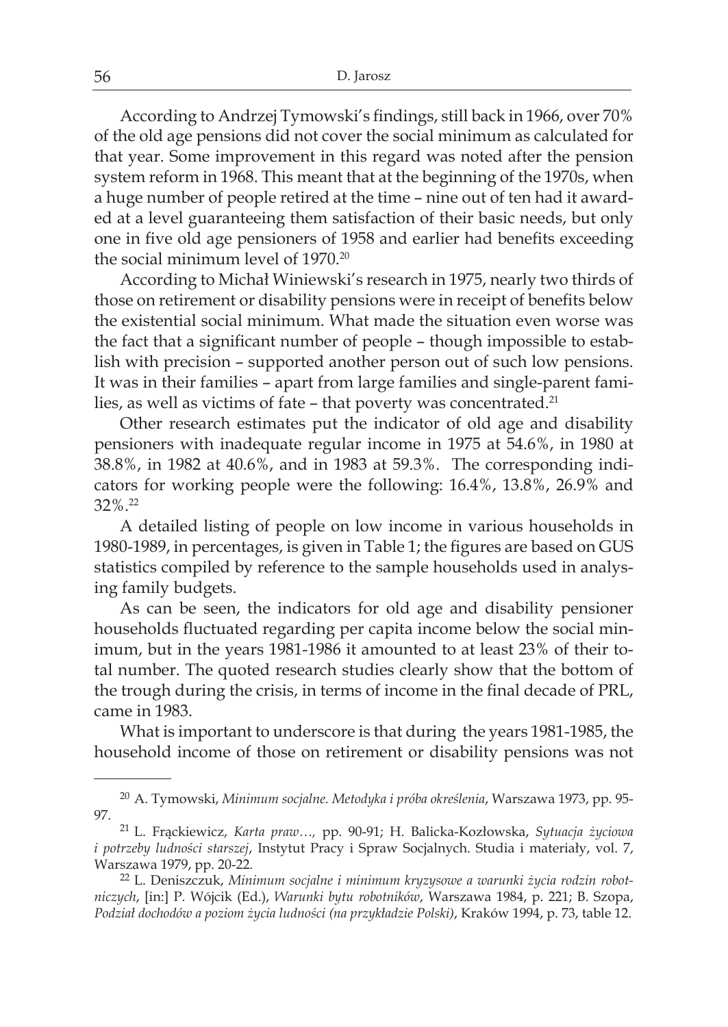According to Andrzej Tymowski's findings, still back in 1966, over 70% of the old age pensions did not cover the social minimum as calculated for that year. Some improvement in this regard was noted after the pension system reform in 1968. This meant that at the beginning of the 1970s, when a huge number of people retired at the time – nine out of ten had it awarded at a level guaranteeing them satisfaction of their basic needs, but only one in five old age pensioners of 1958 and earlier had benefits exceeding the social minimum level of 1970.[20]

According to Michał Winiewski's research in 1975, nearly two thirds of those on retirement or disability pensions were in receipt of benefits below the existential social minimum. What made the situation even worse was the fact that a significant number of people – though impossible to establish with precision – supported another person out of such low pensions. It was in their families – apart from large families and single-parent families, as well as victims of fate – that poverty was concentrated.[21]

Other research estimates put the indicator of old age and disability pensioners with inadequate regular income in 1975 at 54.6%, in 1980 at 38.8%, in 1982 at 40.6%, and in 1983 at 59.3%. The corresponding indicators for working people were the following: 16.4%, 13.8%, 26.9% and 32%.[22]

A detailed listing of people on low income in various households in 1980-1989, in percentages, is given in Table 1; the figures are based on GUS statistics compiled by reference to the sample households used in analysing family budgets.

As can be seen, the indicators for old age and disability pensioner households fluctuated regarding per capita income below the social minimum, but in the years 1981-1986 it amounted to at least 23% of their total number. The quoted research studies clearly show that the bottom of the trough during the crisis, in terms of income in the final decade of PRL, came in 1983.

What is important to underscore is that during the years 1981-1985, the household income of those on retirement or disability pensions was not

---

[20] A. Tymowski, *Minimum socjalne. Metodyka i próba określenia*, Warszawa 1973, pp. 95-97.

[21] L. Frąckiewicz, *Karta praw…,* pp. 90-91; H. Balicka-Kozłowska, *Sytuacja życiowa i potrzeby ludności starszej*, Instytut Pracy i Spraw Socjalnych. Studia i materiały, vol. 7, Warszawa 1979, pp. 20-22.

[22] L. Deniszczuk, *Minimum socjalne i minimum kryzysowe a warunki życia rodzin robotniczych*, [in:] P. Wójcik (Ed.), *Warunki bytu robotników*, Warszawa 1984, p. 221; B. Szopa, *Podział dochodów a poziom życia ludności (na przykładzie Polski)*, Kraków 1994, p. 73, table 12.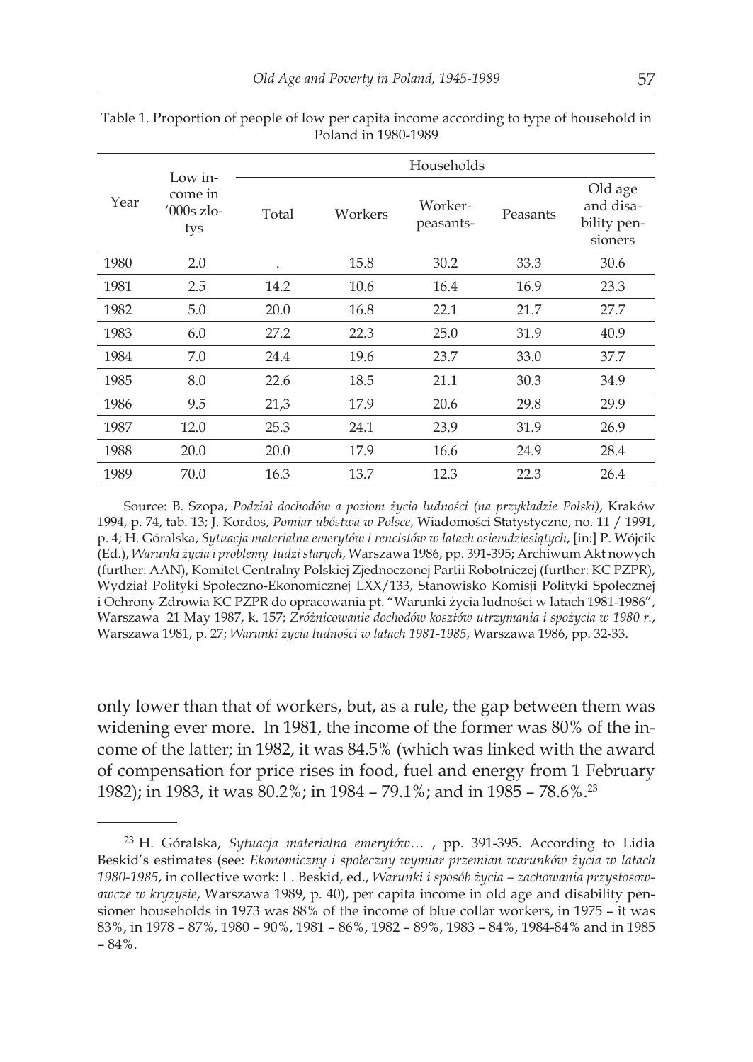Table 1. Proportion of people of low per capita income according to type of household in Poland in 1980-1989

| Year | Low income in '000s zlotys | Households | | | | |
|---|---|---|---|---|---|---|
| | | Total | Workers | Worker-peasants- | Peasants | Old age and disability pensioners |
| 1980 | 2.0 | . | 15.8 | 30.2 | 33.3 | 30.6 |
| 1981 | 2.5 | 14.2 | 10.6 | 16.4 | 16.9 | 23.3 |
| 1982 | 5.0 | 20.0 | 16.8 | 22.1 | 21.7 | 27.7 |
| 1983 | 6.0 | 27.2 | 22.3 | 25.0 | 31.9 | 40.9 |
| 1984 | 7.0 | 24.4 | 19.6 | 23.7 | 33.0 | 37.7 |
| 1985 | 8.0 | 22.6 | 18.5 | 21.1 | 30.3 | 34.9 |
| 1986 | 9.5 | 21,3 | 17.9 | 20.6 | 29.8 | 29.9 |
| 1987 | 12.0 | 25.3 | 24.1 | 23.9 | 31.9 | 26.9 |
| 1988 | 20.0 | 20.0 | 17.9 | 16.6 | 24.9 | 28.4 |
| 1989 | 70.0 | 16.3 | 13.7 | 12.3 | 22.3 | 26.4 |

Source: B. Szopa, *Podział dochodów a poziom życia ludności (na przykładzie Polski)*, Kraków 1994, p. 74, tab. 13; J. Kordos, *Pomiar ubóstwa w Polsce*, Wiadomości Statystyczne, no. 11 / 1991, p. 4; H. Góralska, *Sytuacja materialna emerytów i rencistów w latach osiemdziesiątych*, [in:] P. Wójcik (Ed.), *Warunki życia i problemy ludzi starych*, Warszawa 1986, pp. 391-395; Archiwum Akt nowych (further: AAN), Komitet Centralny Polskiej Zjednoczonej Partii Robotniczej (further: KC PZPR), Wydział Polityki Społeczno-Ekonomicznej LXX/133, Stanowisko Komisji Polityki Społecznej i Ochrony Zdrowia KC PZPR do opracowania pt. "Warunki życia ludności w latach 1981-1986", Warszawa 21 May 1987, k. 157; *Zróżnicowanie dochodów kosztów utrzymania i spożycia w 1980 r.*, Warszawa 1981, p. 27; *Warunki życia ludności w latach 1981-1985*, Warszawa 1986, pp. 32-33.

only lower than that of workers, but, as a rule, the gap between them was widening ever more. In 1981, the income of the former was 80% of the income of the latter; in 1982, it was 84.5% (which was linked with the award of compensation for price rises in food, fuel and energy from 1 February 1982); in 1983, it was 80.2%; in 1984 – 79.1%; and in 1985 – 78.6%.[23]

---

[23] H. Góralska, *Sytuacja materialna emerytów…* , pp. 391-395. According to Lidia Beskid's estimates (see: *Ekonomiczny i społeczny wymiar przemian warunków życia w latach 1980-1985*, in collective work: L. Beskid, ed., *Warunki i sposób życia – zachowania przystosowawcze w kryzysie*, Warszawa 1989, p. 40), per capita income in old age and disability pensioner households in 1973 was 88% of the income of blue collar workers, in 1975 – it was 83%, in 1978 – 87%, 1980 – 90%, 1981 – 86%, 1982 – 89%, 1983 – 84%, 1984-84% and in 1985 – 84%.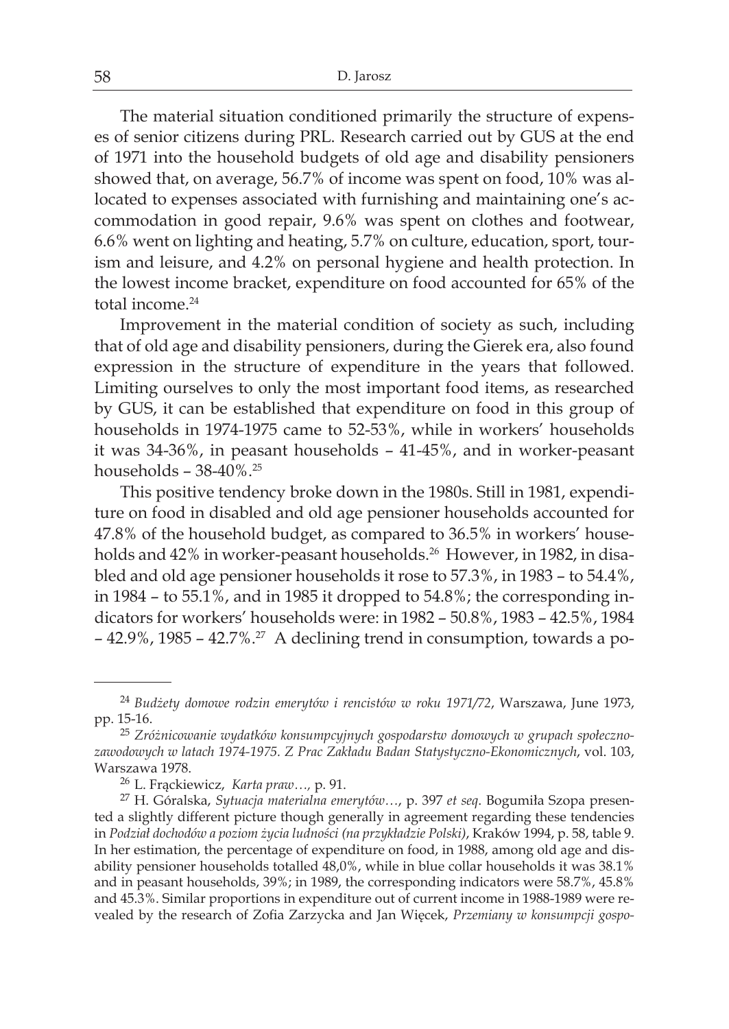The material situation conditioned primarily the structure of expenses of senior citizens during PRL. Research carried out by GUS at the end of 1971 into the household budgets of old age and disability pensioners showed that, on average, 56.7% of income was spent on food, 10% was allocated to expenses associated with furnishing and maintaining one's accommodation in good repair, 9.6% was spent on clothes and footwear, 6.6% went on lighting and heating, 5.7% on culture, education, sport, tourism and leisure, and 4.2% on personal hygiene and health protection. In the lowest income bracket, expenditure on food accounted for 65% of the total income.[24]

Improvement in the material condition of society as such, including that of old age and disability pensioners, during the Gierek era, also found expression in the structure of expenditure in the years that followed. Limiting ourselves to only the most important food items, as researched by GUS, it can be established that expenditure on food in this group of households in 1974-1975 came to 52-53%, while in workers' households it was 34-36%, in peasant households – 41-45%, and in worker-peasant households – 38-40%.[25]

This positive tendency broke down in the 1980s. Still in 1981, expenditure on food in disabled and old age pensioner households accounted for 47.8% of the household budget, as compared to 36.5% in workers' households and 42% in worker-peasant households.[26] However, in 1982, in disabled and old age pensioner households it rose to 57.3%, in 1983 – to 54.4%, in 1984 – to 55.1%, and in 1985 it dropped to 54.8%; the corresponding indicators for workers' households were: in 1982 – 50.8%, 1983 – 42.5%, 1984 – 42.9%, 1985 – 42.7%.[27] A declining trend in consumption, towards a po-

---

[24] *Budżety domowe rodzin emerytów i rencistów w roku 1971/72*, Warszawa, June 1973, pp. 15-16.

[25] *Zróżnicowanie wydatków konsumpcyjnych gospodarstw domowych w grupach społeczno-zawodowych w latach 1974-1975. Z Prac Zakładu Badan Statystyczno-Ekonomicznych*, vol. 103, Warszawa 1978.

[26] L. Frąckiewicz, *Karta praw…,* p. 91.

[27] H. Góralska, *Sytuacja materialna emerytów…*, p. 397 *et seq*. Bogumiła Szopa presented a slightly different picture though generally in agreement regarding these tendencies in *Podział dochodów a poziom życia ludności (na przykładzie Polski)*, Kraków 1994, p. 58, table 9. In her estimation, the percentage of expenditure on food, in 1988, among old age and disability pensioner households totalled 48,0%, while in blue collar households it was 38.1% and in peasant households, 39%; in 1989, the corresponding indicators were 58.7%, 45.8% and 45.3%. Similar proportions in expenditure out of current income in 1988-1989 were revealed by the research of Zofia Zarzycka and Jan Więcek, *Przemiany w konsumpcji gospo-*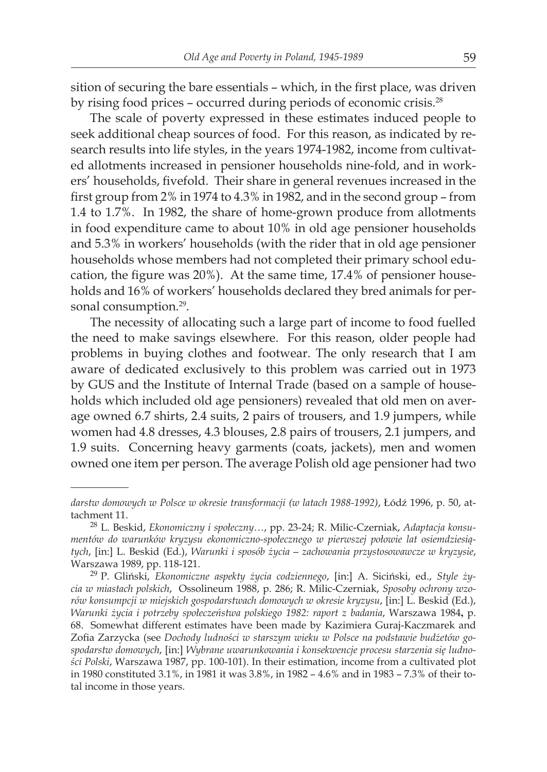sition of securing the bare essentials – which, in the first place, was driven by rising food prices – occurred during periods of economic crisis.[28]

The scale of poverty expressed in these estimates induced people to seek additional cheap sources of food. For this reason, as indicated by research results into life styles, in the years 1974-1982, income from cultivated allotments increased in pensioner households nine-fold, and in workers' households, fivefold. Their share in general revenues increased in the first group from 2% in 1974 to 4.3% in 1982, and in the second group – from 1.4 to 1.7%. In 1982, the share of home-grown produce from allotments in food expenditure came to about 10% in old age pensioner households and 5.3% in workers' households (with the rider that in old age pensioner households whose members had not completed their primary school education, the figure was 20%). At the same time, 17.4% of pensioner households and 16% of workers' households declared they bred animals for personal consumption.[29].

The necessity of allocating such a large part of income to food fuelled the need to make savings elsewhere. For this reason, older people had problems in buying clothes and footwear. The only research that I am aware of dedicated exclusively to this problem was carried out in 1973 by GUS and the Institute of Internal Trade (based on a sample of households which included old age pensioners) revealed that old men on average owned 6.7 shirts, 2.4 suits, 2 pairs of trousers, and 1.9 jumpers, while women had 4.8 dresses, 4.3 blouses, 2.8 pairs of trousers, 2.1 jumpers, and 1.9 suits. Concerning heavy garments (coats, jackets), men and women owned one item per person. The average Polish old age pensioner had two

---

*darstw domowych w Polsce w okresie transformacji (w latach 1988-1992)*, Łódź 1996, p. 50, attachment 11.

[28] L. Beskid, *Ekonomiczny i społeczny…*, pp. 23-24; R. Milic-Czerniak, *Adaptacja konsumentów do warunków kryzysu ekonomiczno-społecznego w pierwszej połowie lat osiemdziesiątych*, [in:] L. Beskid (Ed.), *Warunki i sposób życia – zachowania przystosowawcze w kryzysie*, Warszawa 1989, pp. 118-121.

[29] P. Gliński, *Ekonomiczne aspekty życia codziennego*, [in:] A. Siciński, ed., *Style życia w miastach polskich*, Ossolineum 1988, p. 286; R. Milic-Czerniak, *Sposoby ochrony wzorów konsumpcji w miejskich gospodarstwach domowych w okresie kryzysu*, [in:] L. Beskid (Ed.), *Warunki życia i potrzeby społeczeństwa polskiego 1982: raport z badania*, Warszawa 1984**,** p. 68. Somewhat different estimates have been made by Kazimiera Guraj-Kaczmarek and Zofia Zarzycka (see *Dochody ludności w starszym wieku w Polsce na podstawie budżetów gospodarstw domowych*, [in:] *Wybrane uwarunkowania i konsekwencje procesu starzenia się ludności Polski*, Warszawa 1987, pp. 100-101). In their estimation, income from a cultivated plot in 1980 constituted 3.1%, in 1981 it was 3.8%, in 1982 – 4.6% and in 1983 – 7.3% of their total income in those years.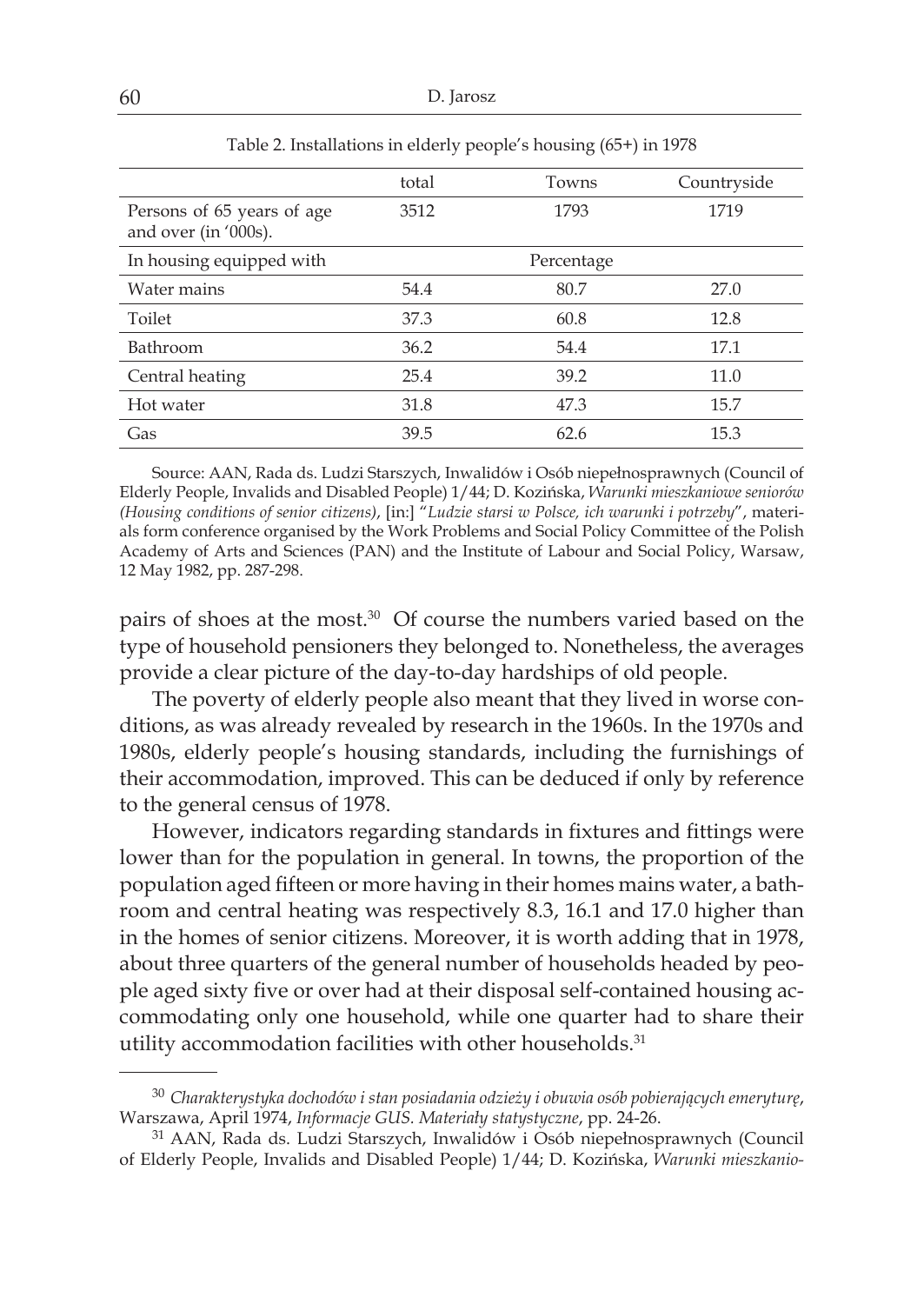Table 2. Installations in elderly people's housing (65+) in 1978

| | total | Towns | Countryside |
|---|---|---|---|
| Persons of 65 years of age and over (in '000s). | 3512 | 1793 | 1719 |
| In housing equipped with | | Percentage | |
| Water mains | 54.4 | 80.7 | 27.0 |
| Toilet | 37.3 | 60.8 | 12.8 |
| Bathroom | 36.2 | 54.4 | 17.1 |
| Central heating | 25.4 | 39.2 | 11.0 |
| Hot water | 31.8 | 47.3 | 15.7 |
| Gas | 39.5 | 62.6 | 15.3 |

Source: AAN, Rada ds. Ludzi Starszych, Inwalidów i Osób niepełnosprawnych (Council of Elderly People, Invalids and Disabled People) 1/44; D. Kozińska, *Warunki mieszkaniowe seniorów (Housing conditions of senior citizens)*, [in:] "*Ludzie starsi w Polsce, ich warunki i potrzeby*", materials form conference organised by the Work Problems and Social Policy Committee of the Polish Academy of Arts and Sciences (PAN) and the Institute of Labour and Social Policy, Warsaw, 12 May 1982, pp. 287-298.

pairs of shoes at the most.[30] Of course the numbers varied based on the type of household pensioners they belonged to. Nonetheless, the averages provide a clear picture of the day-to-day hardships of old people.

The poverty of elderly people also meant that they lived in worse conditions, as was already revealed by research in the 1960s. In the 1970s and 1980s, elderly people's housing standards, including the furnishings of their accommodation, improved. This can be deduced if only by reference to the general census of 1978.

However, indicators regarding standards in fixtures and fittings were lower than for the population in general. In towns, the proportion of the population aged fifteen or more having in their homes mains water, a bathroom and central heating was respectively 8.3, 16.1 and 17.0 higher than in the homes of senior citizens. Moreover, it is worth adding that in 1978, about three quarters of the general number of households headed by people aged sixty five or over had at their disposal self-contained housing accommodating only one household, while one quarter had to share their utility accommodation facilities with other households.[31]

[30] *Charakterystyka dochodów i stan posiadania odzieży i obuwia osób pobierających emeryturę*, Warszawa, April 1974, *Informacje GUS. Materiały statystyczne*, pp. 24-26.

[31] AAN, Rada ds. Ludzi Starszych, Inwalidów i Osób niepełnosprawnych (Council of Elderly People, Invalids and Disabled People) 1/44; D. Kozińska, *Warunki mieszkanio-*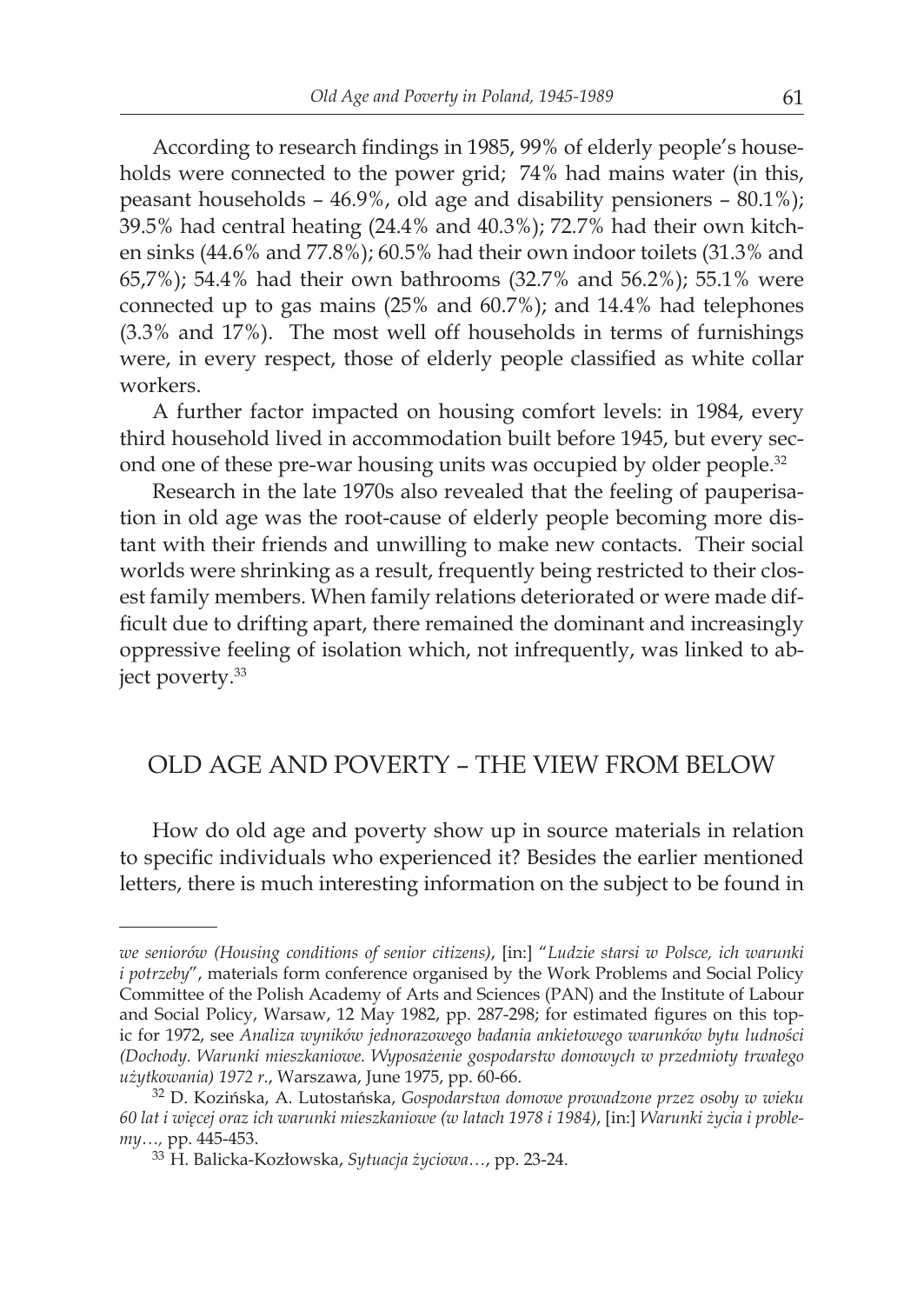According to research findings in 1985, 99% of elderly people's households were connected to the power grid; 74% had mains water (in this, peasant households – 46.9%, old age and disability pensioners – 80.1%); 39.5% had central heating (24.4% and 40.3%); 72.7% had their own kitchen sinks (44.6% and 77.8%); 60.5% had their own indoor toilets (31.3% and 65,7%); 54.4% had their own bathrooms (32.7% and 56.2%); 55.1% were connected up to gas mains (25% and 60.7%); and 14.4% had telephones (3.3% and 17%). The most well off households in terms of furnishings were, in every respect, those of elderly people classified as white collar workers.

A further factor impacted on housing comfort levels: in 1984, every third household lived in accommodation built before 1945, but every second one of these pre-war housing units was occupied by older people.[32]

Research in the late 1970s also revealed that the feeling of pauperisation in old age was the root-cause of elderly people becoming more distant with their friends and unwilling to make new contacts. Their social worlds were shrinking as a result, frequently being restricted to their closest family members. When family relations deteriorated or were made difficult due to drifting apart, there remained the dominant and increasingly oppressive feeling of isolation which, not infrequently, was linked to abject poverty.[33]

## OLD AGE AND POVERTY – THE VIEW FROM BELOW

How do old age and poverty show up in source materials in relation to specific individuals who experienced it? Besides the earlier mentioned letters, there is much interesting information on the subject to be found in

---

*we seniorów (Housing conditions of senior citizens)*, [in:] "*Ludzie starsi w Polsce, ich warunki i potrzeby*", materials form conference organised by the Work Problems and Social Policy Committee of the Polish Academy of Arts and Sciences (PAN) and the Institute of Labour and Social Policy, Warsaw, 12 May 1982, pp. 287-298; for estimated figures on this topic for 1972, see *Analiza wyników jednorazowego badania ankietowego warunków bytu ludności (Dochody. Warunki mieszkaniowe. Wyposażenie gospodarstw domowych w przedmioty trwałego użytkowania) 1972 r.*, Warszawa, June 1975, pp. 60-66.

[32] D. Kozińska, A. Lutostańska, *Gospodarstwa domowe prowadzone przez osoby w wieku 60 lat i więcej oraz ich warunki mieszkaniowe (w latach 1978 i 1984)*, [in:] *Warunki życia i problemy…*, pp. 445-453.

[33] H. Balicka-Kozłowska, *Sytuacja życiowa…*, pp. 23-24.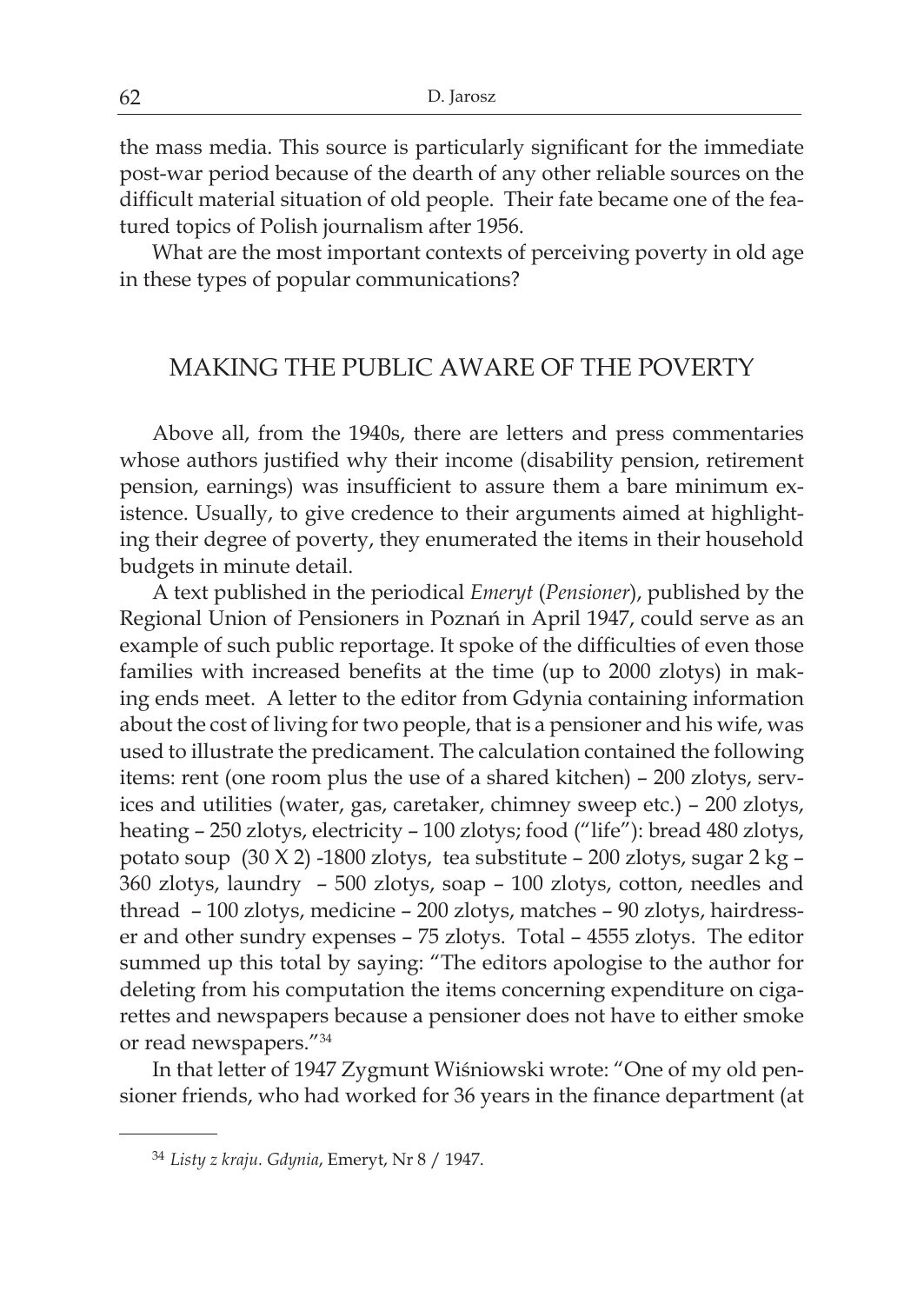the mass media. This source is particularly significant for the immediate post-war period because of the dearth of any other reliable sources on the difficult material situation of old people. Their fate became one of the featured topics of Polish journalism after 1956.

What are the most important contexts of perceiving poverty in old age in these types of popular communications?

## MAKING THE PUBLIC AWARE OF THE POVERTY

Above all, from the 1940s, there are letters and press commentaries whose authors justified why their income (disability pension, retirement pension, earnings) was insufficient to assure them a bare minimum existence. Usually, to give credence to their arguments aimed at highlighting their degree of poverty, they enumerated the items in their household budgets in minute detail.

A text published in the periodical *Emeryt* (*Pensioner*), published by the Regional Union of Pensioners in Poznań in April 1947, could serve as an example of such public reportage. It spoke of the difficulties of even those families with increased benefits at the time (up to 2000 zlotys) in making ends meet. A letter to the editor from Gdynia containing information about the cost of living for two people, that is a pensioner and his wife, was used to illustrate the predicament. The calculation contained the following items: rent (one room plus the use of a shared kitchen) – 200 zlotys, services and utilities (water, gas, caretaker, chimney sweep etc.) – 200 zlotys, heating – 250 zlotys, electricity – 100 zlotys; food ("life"): bread 480 zlotys, potato soup (30 X 2) -1800 zlotys, tea substitute – 200 zlotys, sugar 2 kg – 360 zlotys, laundry – 500 zlotys, soap – 100 zlotys, cotton, needles and thread – 100 zlotys, medicine – 200 zlotys, matches – 90 zlotys, hairdresser and other sundry expenses – 75 zlotys. Total – 4555 zlotys. The editor summed up this total by saying: "The editors apologise to the author for deleting from his computation the items concerning expenditure on cigarettes and newspapers because a pensioner does not have to either smoke or read newspapers."[34]

In that letter of 1947 Zygmunt Wiśniowski wrote: "One of my old pensioner friends, who had worked for 36 years in the finance department (at

---

[34] *Listy z kraju. Gdynia*, Emeryt, Nr 8 / 1947.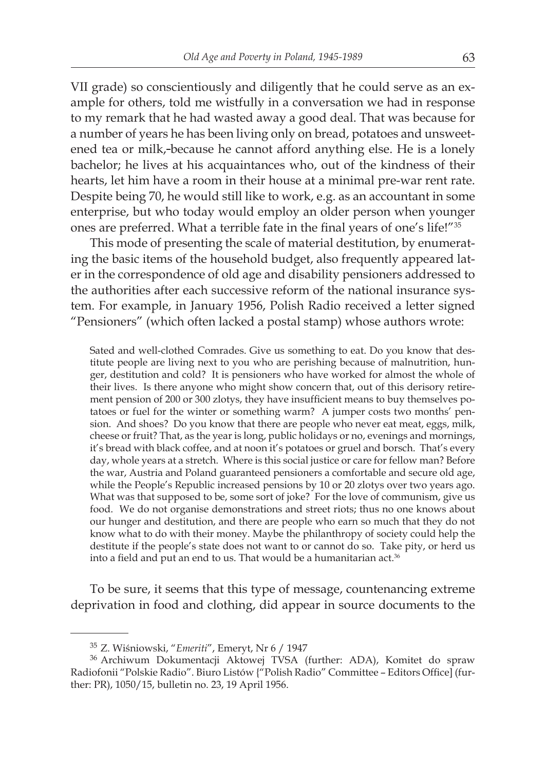VII grade) so conscientiously and diligently that he could serve as an example for others, told me wistfully in a conversation we had in response to my remark that he had wasted away a good deal. That was because for a number of years he has been living only on bread, potatoes and unsweetened tea or milk,-because he cannot afford anything else. He is a lonely bachelor; he lives at his acquaintances who, out of the kindness of their hearts, let him have a room in their house at a minimal pre-war rent rate. Despite being 70, he would still like to work, e.g. as an accountant in some enterprise, but who today would employ an older person when younger ones are preferred. What a terrible fate in the final years of one's life!"[35]

This mode of presenting the scale of material destitution, by enumerating the basic items of the household budget, also frequently appeared later in the correspondence of old age and disability pensioners addressed to the authorities after each successive reform of the national insurance system. For example, in January 1956, Polish Radio received a letter signed "Pensioners" (which often lacked a postal stamp) whose authors wrote:

> Sated and well-clothed Comrades. Give us something to eat. Do you know that destitute people are living next to you who are perishing because of malnutrition, hunger, destitution and cold? It is pensioners who have worked for almost the whole of their lives. Is there anyone who might show concern that, out of this derisory retirement pension of 200 or 300 zlotys, they have insufficient means to buy themselves potatoes or fuel for the winter or something warm? A jumper costs two months' pension. And shoes? Do you know that there are people who never eat meat, eggs, milk, cheese or fruit? That, as the year is long, public holidays or no, evenings and mornings, it's bread with black coffee, and at noon it's potatoes or gruel and borsch. That's every day, whole years at a stretch. Where is this social justice or care for fellow man? Before the war, Austria and Poland guaranteed pensioners a comfortable and secure old age, while the People's Republic increased pensions by 10 or 20 zlotys over two years ago. What was that supposed to be, some sort of joke? For the love of communism, give us food. We do not organise demonstrations and street riots; thus no one knows about our hunger and destitution, and there are people who earn so much that they do not know what to do with their money. Maybe the philanthropy of society could help the destitute if the people's state does not want to or cannot do so. Take pity, or herd us into a field and put an end to us. That would be a humanitarian act.[36]

To be sure, it seems that this type of message, countenancing extreme deprivation in food and clothing, did appear in source documents to the

---

[35] Z. Wiśniowski, "*Emeriti*", Emeryt, Nr 6 / 1947

[36] Archiwum Dokumentacji Aktowej TVSA (further: ADA), Komitet do spraw Radiofonii "Polskie Radio". Biuro Listów {"Polish Radio" Committee – Editors Office] (further: PR), 1050/15, bulletin no. 23, 19 April 1956.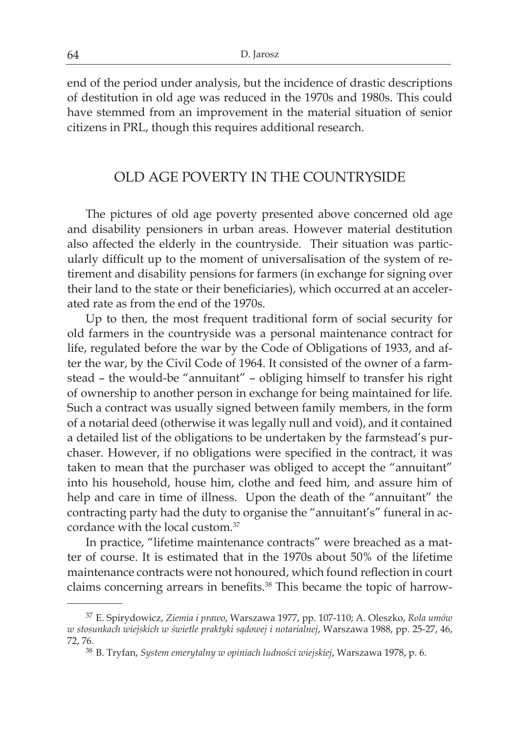end of the period under analysis, but the incidence of drastic descriptions of destitution in old age was reduced in the 1970s and 1980s. This could have stemmed from an improvement in the material situation of senior citizens in PRL, though this requires additional research.

## OLD AGE POVERTY IN THE COUNTRYSIDE

The pictures of old age poverty presented above concerned old age and disability pensioners in urban areas. However material destitution also affected the elderly in the countryside. Their situation was particularly difficult up to the moment of universalisation of the system of retirement and disability pensions for farmers (in exchange for signing over their land to the state or their beneficiaries), which occurred at an accelerated rate as from the end of the 1970s.

Up to then, the most frequent traditional form of social security for old farmers in the countryside was a personal maintenance contract for life, regulated before the war by the Code of Obligations of 1933, and after the war, by the Civil Code of 1964. It consisted of the owner of a farmstead – the would-be "annuitant" – obliging himself to transfer his right of ownership to another person in exchange for being maintained for life. Such a contract was usually signed between family members, in the form of a notarial deed (otherwise it was legally null and void), and it contained a detailed list of the obligations to be undertaken by the farmstead's purchaser. However, if no obligations were specified in the contract, it was taken to mean that the purchaser was obliged to accept the "annuitant" into his household, house him, clothe and feed him, and assure him of help and care in time of illness. Upon the death of the "annuitant" the contracting party had the duty to organise the "annuitant's" funeral in accordance with the local custom.[37]

In practice, "lifetime maintenance contracts" were breached as a matter of course. It is estimated that in the 1970s about 50% of the lifetime maintenance contracts were not honoured, which found reflection in court claims concerning arrears in benefits.[38] This became the topic of harrow-

---

[37] E. Spirydowicz, *Ziemia i prawo*, Warszawa 1977, pp. 107-110; A. Oleszko, *Rola umów w stosunkach wiejskich w świetle praktyki sądowej i notarialnej*, Warszawa 1988, pp. 25-27, 46, 72, 76.

[38] B. Tryfan, *System emerytalny w opiniach ludności wiejskiej*, Warszawa 1978, p. 6.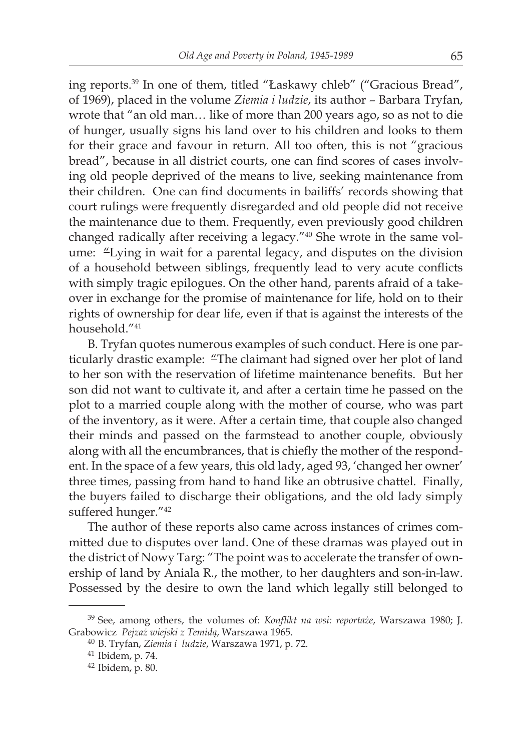ing reports.[39] In one of them, titled "Łaskawy chleb" ("Gracious Bread", of 1969), placed in the volume *Ziemia i ludzie*, its author – Barbara Tryfan, wrote that "an old man… like of more than 200 years ago, so as not to die of hunger, usually signs his land over to his children and looks to them for their grace and favour in return. All too often, this is not "gracious bread", because in all district courts, one can find scores of cases involving old people deprived of the means to live, seeking maintenance from their children. One can find documents in bailiffs' records showing that court rulings were frequently disregarded and old people did not receive the maintenance due to them. Frequently, even previously good children changed radically after receiving a legacy."[40] She wrote in the same volume: "Lying in wait for a parental legacy, and disputes on the division of a household between siblings, frequently lead to very acute conflicts with simply tragic epilogues. On the other hand, parents afraid of a takeover in exchange for the promise of maintenance for life, hold on to their rights of ownership for dear life, even if that is against the interests of the household."[41]

B. Tryfan quotes numerous examples of such conduct. Here is one particularly drastic example: "The claimant had signed over her plot of land to her son with the reservation of lifetime maintenance benefits. But her son did not want to cultivate it, and after a certain time he passed on the plot to a married couple along with the mother of course, who was part of the inventory, as it were. After a certain time, that couple also changed their minds and passed on the farmstead to another couple, obviously along with all the encumbrances, that is chiefly the mother of the respondent. In the space of a few years, this old lady, aged 93, 'changed her owner' three times, passing from hand to hand like an obtrusive chattel. Finally, the buyers failed to discharge their obligations, and the old lady simply suffered hunger."[42]

The author of these reports also came across instances of crimes committed due to disputes over land. One of these dramas was played out in the district of Nowy Targ: "The point was to accelerate the transfer of ownership of land by Aniala R., the mother, to her daughters and son-in-law. Possessed by the desire to own the land which legally still belonged to

---

[39] See, among others, the volumes of: *Konflikt na wsi: reportaże*, Warszawa 1980; J. Grabowicz *Pejzaż wiejski z Temidą*, Warszawa 1965.

[40] B. Tryfan, *Ziemia i ludzie*, Warszawa 1971, p. 72.

[41] Ibidem, p. 74.

[42] Ibidem, p. 80.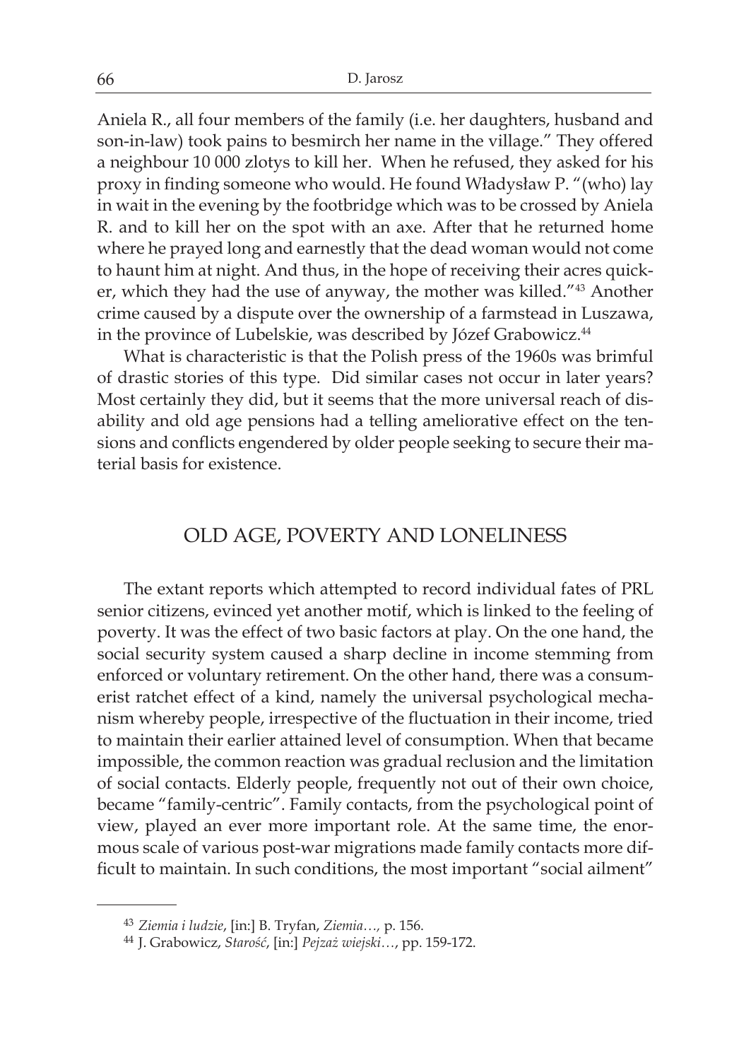Aniela R., all four members of the family (i.e. her daughters, husband and son-in-law) took pains to besmirch her name in the village." They offered a neighbour 10 000 zlotys to kill her. When he refused, they asked for his proxy in finding someone who would. He found Władysław P. "(who) lay in wait in the evening by the footbridge which was to be crossed by Aniela R. and to kill her on the spot with an axe. After that he returned home where he prayed long and earnestly that the dead woman would not come to haunt him at night. And thus, in the hope of receiving their acres quicker, which they had the use of anyway, the mother was killed."[43] Another crime caused by a dispute over the ownership of a farmstead in Luszawa, in the province of Lubelskie, was described by Józef Grabowicz.[44]

What is characteristic is that the Polish press of the 1960s was brimful of drastic stories of this type. Did similar cases not occur in later years? Most certainly they did, but it seems that the more universal reach of disability and old age pensions had a telling ameliorative effect on the tensions and conflicts engendered by older people seeking to secure their material basis for existence.

## OLD AGE, POVERTY AND LONELINESS

The extant reports which attempted to record individual fates of PRL senior citizens, evinced yet another motif, which is linked to the feeling of poverty. It was the effect of two basic factors at play. On the one hand, the social security system caused a sharp decline in income stemming from enforced or voluntary retirement. On the other hand, there was a consumerist ratchet effect of a kind, namely the universal psychological mechanism whereby people, irrespective of the fluctuation in their income, tried to maintain their earlier attained level of consumption. When that became impossible, the common reaction was gradual reclusion and the limitation of social contacts. Elderly people, frequently not out of their own choice, became "family-centric". Family contacts, from the psychological point of view, played an ever more important role. At the same time, the enormous scale of various post-war migrations made family contacts more difficult to maintain. In such conditions, the most important "social ailment"

---

[43] *Ziemia i ludzie*, [in:] B. Tryfan, *Ziemia…,* p. 156.

[44] J. Grabowicz, *Starość*, [in:] *Pejzaż wiejski…*, pp. 159-172.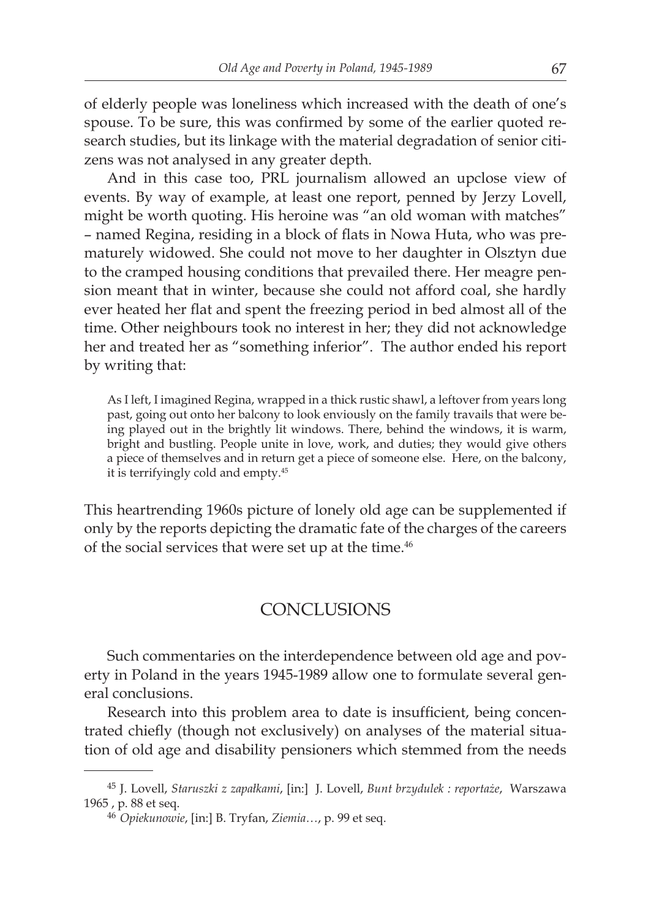of elderly people was loneliness which increased with the death of one's spouse. To be sure, this was confirmed by some of the earlier quoted research studies, but its linkage with the material degradation of senior citizens was not analysed in any greater depth.

And in this case too, PRL journalism allowed an upclose view of events. By way of example, at least one report, penned by Jerzy Lovell, might be worth quoting. His heroine was "an old woman with matches" – named Regina, residing in a block of flats in Nowa Huta, who was prematurely widowed. She could not move to her daughter in Olsztyn due to the cramped housing conditions that prevailed there. Her meagre pension meant that in winter, because she could not afford coal, she hardly ever heated her flat and spent the freezing period in bed almost all of the time. Other neighbours took no interest in her; they did not acknowledge her and treated her as "something inferior". The author ended his report by writing that:

> As I left, I imagined Regina, wrapped in a thick rustic shawl, a leftover from years long past, going out onto her balcony to look enviously on the family travails that were being played out in the brightly lit windows. There, behind the windows, it is warm, bright and bustling. People unite in love, work, and duties; they would give others a piece of themselves and in return get a piece of someone else. Here, on the balcony, it is terrifyingly cold and empty.[45]

This heartrending 1960s picture of lonely old age can be supplemented if only by the reports depicting the dramatic fate of the charges of the careers of the social services that were set up at the time.[46]

## CONCLUSIONS

Such commentaries on the interdependence between old age and poverty in Poland in the years 1945-1989 allow one to formulate several general conclusions.

Research into this problem area to date is insufficient, being concentrated chiefly (though not exclusively) on analyses of the material situation of old age and disability pensioners which stemmed from the needs

---

[45] J. Lovell, *Staruszki z zapałkami*, [in:] J. Lovell, *Bunt brzydulek : reportaże*, Warszawa 1965 , p. 88 et seq.

[46] *Opiekunowie*, [in:] B. Tryfan, *Ziemia…*, p. 99 et seq.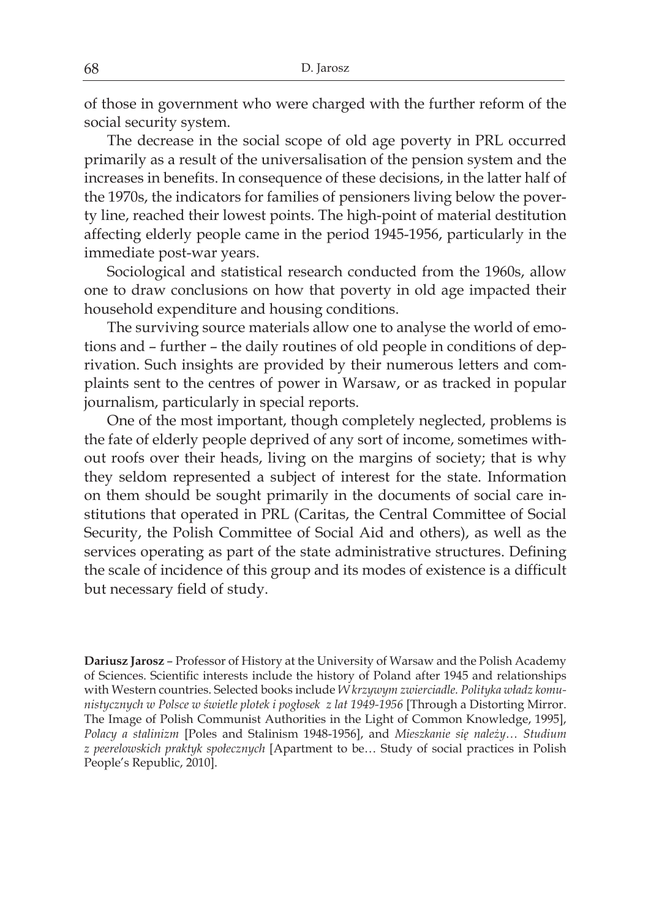of those in government who were charged with the further reform of the social security system.

The decrease in the social scope of old age poverty in PRL occurred primarily as a result of the universalisation of the pension system and the increases in benefits. In consequence of these decisions, in the latter half of the 1970s, the indicators for families of pensioners living below the poverty line, reached their lowest points. The high-point of material destitution affecting elderly people came in the period 1945-1956, particularly in the immediate post-war years.

Sociological and statistical research conducted from the 1960s, allow one to draw conclusions on how that poverty in old age impacted their household expenditure and housing conditions.

The surviving source materials allow one to analyse the world of emotions and – further – the daily routines of old people in conditions of deprivation. Such insights are provided by their numerous letters and complaints sent to the centres of power in Warsaw, or as tracked in popular journalism, particularly in special reports.

One of the most important, though completely neglected, problems is the fate of elderly people deprived of any sort of income, sometimes without roofs over their heads, living on the margins of society; that is why they seldom represented a subject of interest for the state. Information on them should be sought primarily in the documents of social care institutions that operated in PRL (Caritas, the Central Committee of Social Security, the Polish Committee of Social Aid and others), as well as the services operating as part of the state administrative structures. Defining the scale of incidence of this group and its modes of existence is a difficult but necessary field of study.

**Dariusz Jarosz** – Professor of History at the University of Warsaw and the Polish Academy of Sciences. Scientific interests include the history of Poland after 1945 and relationships with Western countries. Selected books include *W krzywym zwierciadle. Polityka władz komunistycznych w Polsce w świetle plotek i pogłosek z lat 1949-1956* [Through a Distorting Mirror. The Image of Polish Communist Authorities in the Light of Common Knowledge, 1995], *Polacy a stalinizm* [Poles and Stalinism 1948-1956], and *Mieszkanie się należy… Studium z peerelowskich praktyk społecznych* [Apartment to be… Study of social practices in Polish People's Republic, 2010].